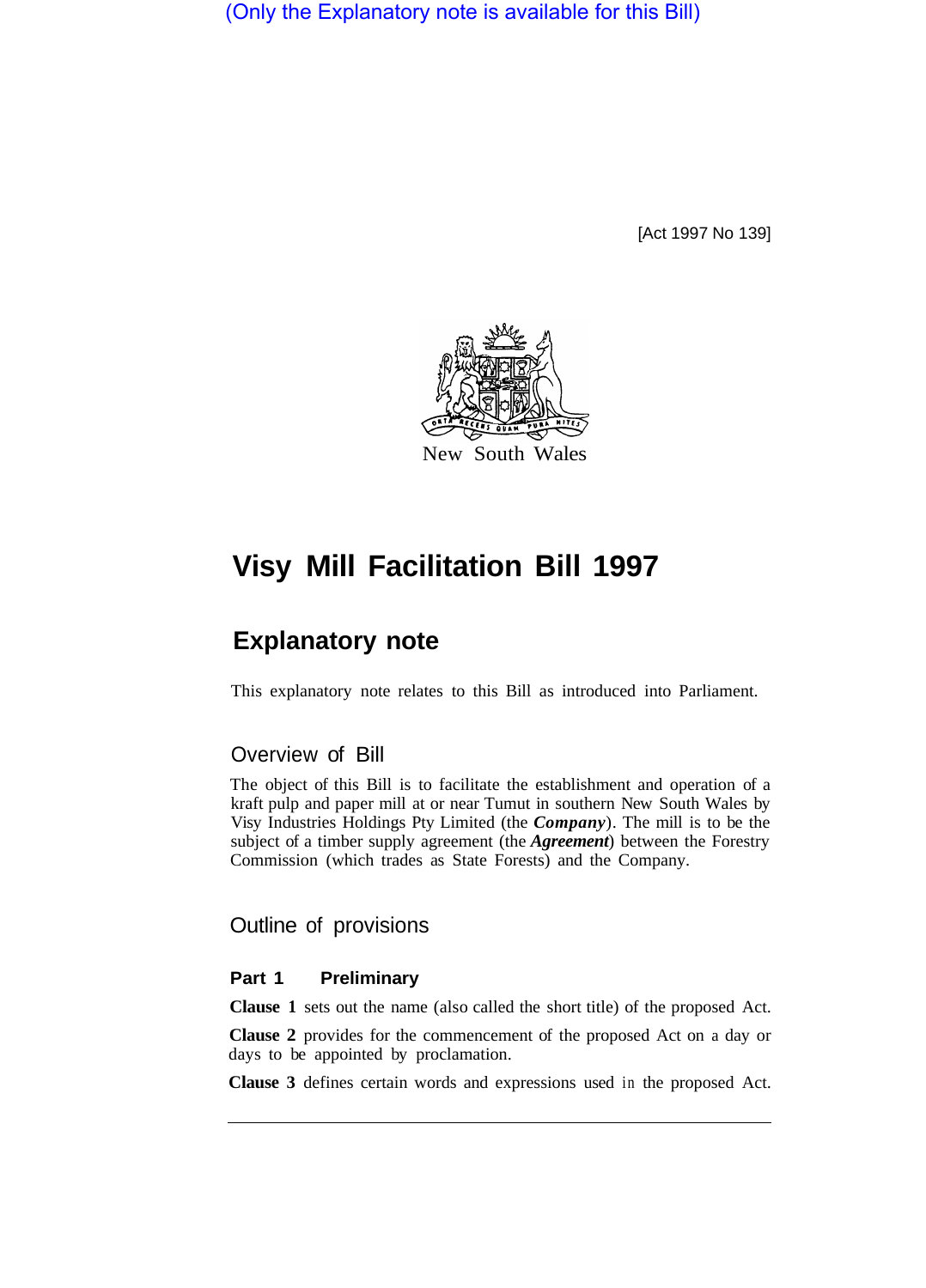(Only the Explanatory note is available for this Bill)

[Act 1997 No 139]

New South Wales

# Visy Mill Facilitation Bill 1997

## Explanatory note

This explanatory note relates to this Bill as introduced into Parliament.

### Overview of Bill

The object of this Bill is to facilitate the establishment and operation of a kraft pulp and paper mill at or near Tumut in southern New South Wales by Visy Industries Holdings Pty Limited (the ***Company***). The mill is to be the subject of a timber supply agreement (the ***Agreement***) between the Forestry Commission (which trades as State Forests) and the Company.

### Outline of provisions

#### Part 1 Preliminary

**Clause 1** sets out the name (also called the short title) of the proposed Act.

**Clause 2** provides for the commencement of the proposed Act on a day or days to be appointed by proclamation.

**Clause 3** defines certain words and expressions used in the proposed Act.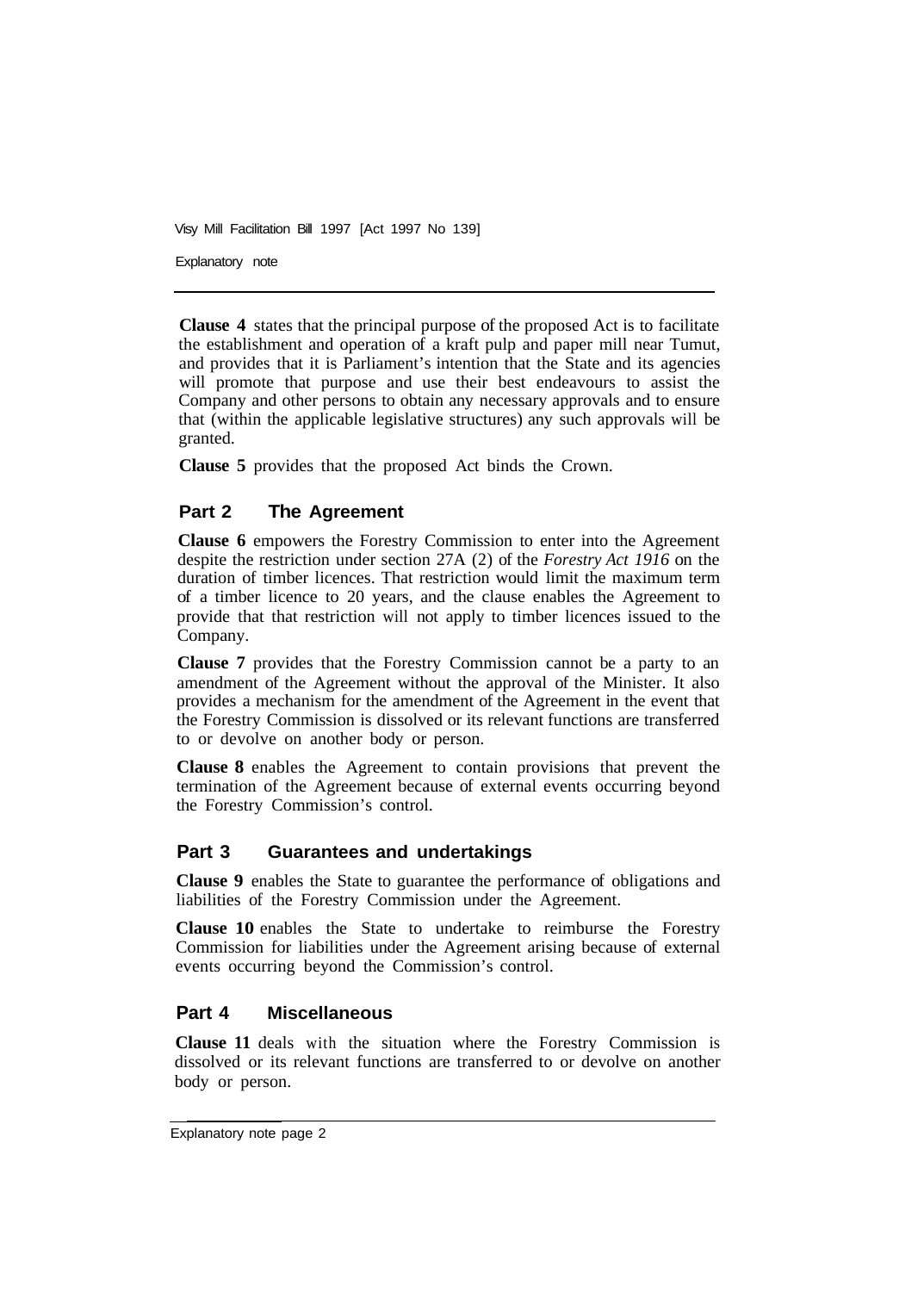**Clause 4** states that the principal purpose of the proposed Act is to facilitate the establishment and operation of a kraft pulp and paper mill near Tumut, and provides that it is Parliament's intention that the State and its agencies will promote that purpose and use their best endeavours to assist the Company and other persons to obtain any necessary approvals and to ensure that (within the applicable legislative structures) any such approvals will be granted.

**Clause 5** provides that the proposed Act binds the Crown.

## Part 2 The Agreement

**Clause 6** empowers the Forestry Commission to enter into the Agreement despite the restriction under section 27A (2) of the *Forestry Act 1916* on the duration of timber licences. That restriction would limit the maximum term of a timber licence to 20 years, and the clause enables the Agreement to provide that that restriction will not apply to timber licences issued to the Company.

**Clause 7** provides that the Forestry Commission cannot be a party to an amendment of the Agreement without the approval of the Minister. It also provides a mechanism for the amendment of the Agreement in the event that the Forestry Commission is dissolved or its relevant functions are transferred to or devolve on another body or person.

**Clause 8** enables the Agreement to contain provisions that prevent the termination of the Agreement because of external events occurring beyond the Forestry Commission's control.

## Part 3 Guarantees and undertakings

**Clause 9** enables the State to guarantee the performance of obligations and liabilities of the Forestry Commission under the Agreement.

**Clause 10** enables the State to undertake to reimburse the Forestry Commission for liabilities under the Agreement arising because of external events occurring beyond the Commission's control.

## Part 4 Miscellaneous

**Clause 11** deals with the situation where the Forestry Commission is dissolved or its relevant functions are transferred to or devolve on another body or person.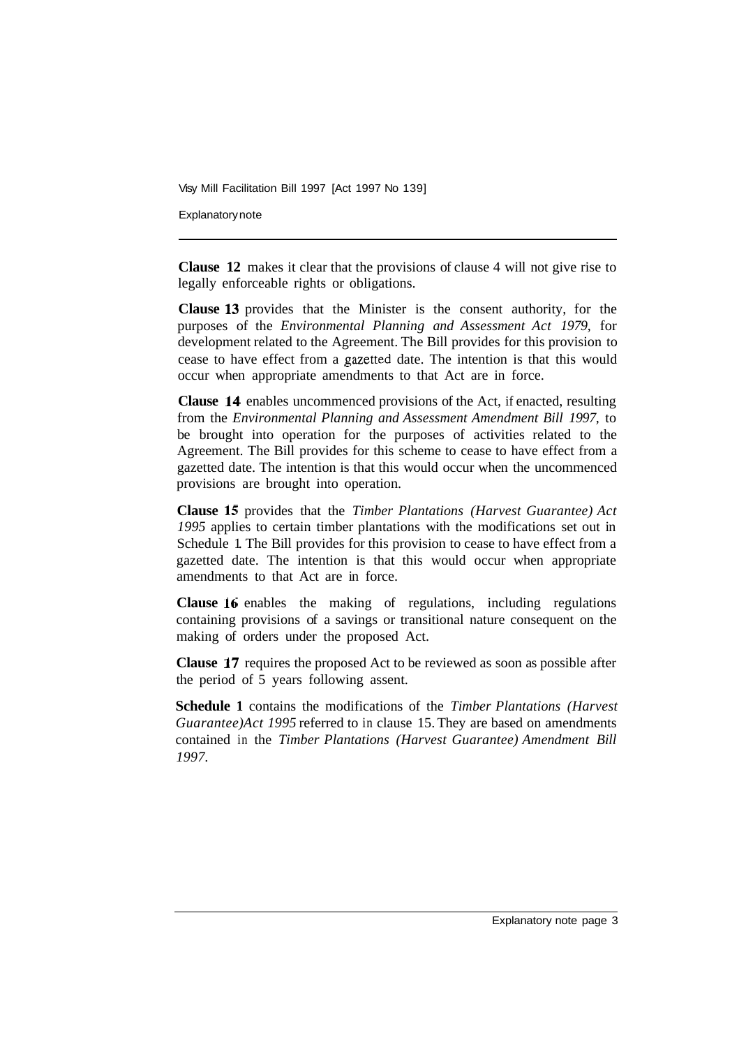**Clause 12** makes it clear that the provisions of clause 4 will not give rise to legally enforceable rights or obligations.

**Clause 13** provides that the Minister is the consent authority, for the purposes of the *Environmental Planning and Assessment Act 1979*, for development related to the Agreement. The Bill provides for this provision to cease to have effect from a gazetted date. The intention is that this would occur when appropriate amendments to that Act are in force.

**Clause 14** enables uncommenced provisions of the Act, if enacted, resulting from the *Environmental Planning and Assessment Amendment Bill 1997*, to be brought into operation for the purposes of activities related to the Agreement. The Bill provides for this scheme to cease to have effect from a gazetted date. The intention is that this would occur when the uncommenced provisions are brought into operation.

**Clause 15** provides that the *Timber Plantations (Harvest Guarantee) Act 1995* applies to certain timber plantations with the modifications set out in Schedule 1. The Bill provides for this provision to cease to have effect from a gazetted date. The intention is that this would occur when appropriate amendments to that Act are in force.

**Clause 16** enables the making of regulations, including regulations containing provisions of a savings or transitional nature consequent on the making of orders under the proposed Act.

**Clause 17** requires the proposed Act to be reviewed as soon as possible after the period of 5 years following assent.

**Schedule 1** contains the modifications of the *Timber Plantations (Harvest Guarantee)Act 1995* referred to in clause 15. They are based on amendments contained in the *Timber Plantations (Harvest Guarantee) Amendment Bill 1997*.